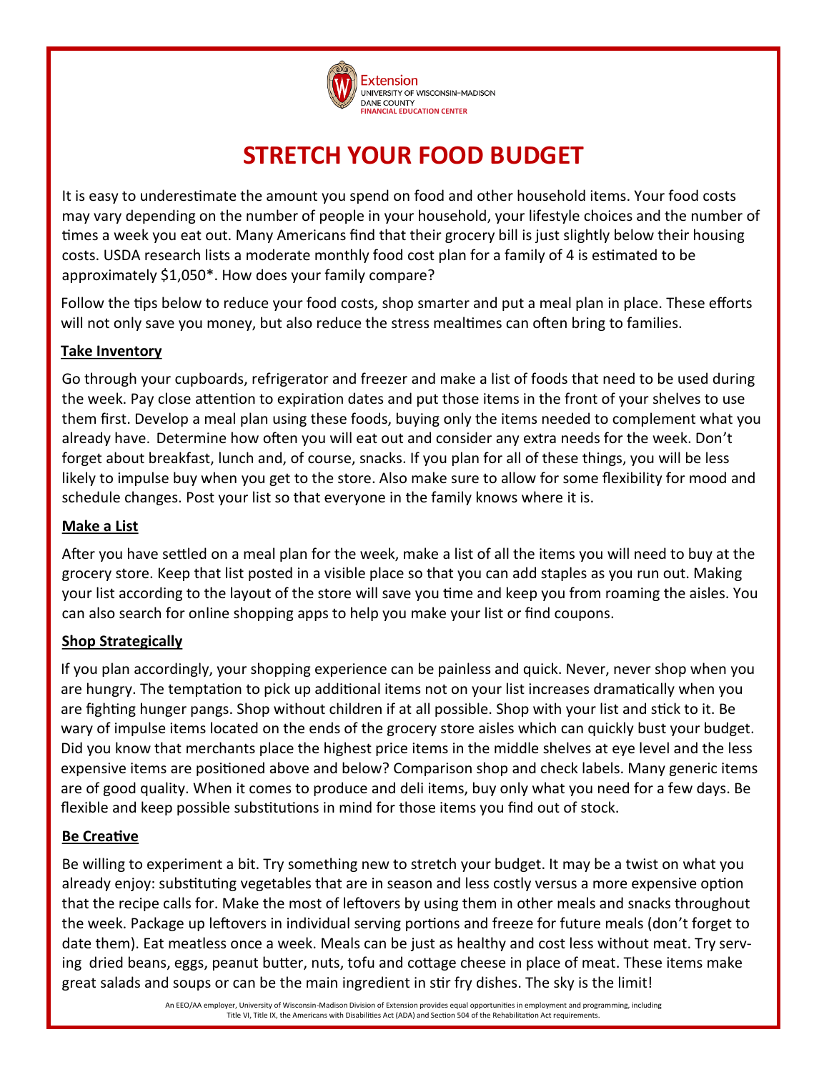Extension
UNIVERSITY OF WISCONSIN–MADISON
DANE COUNTY
FINANCIAL EDUCATION CENTER

# STRETCH YOUR FOOD BUDGET

It is easy to underestimate the amount you spend on food and other household items. Your food costs may vary depending on the number of people in your household, your lifestyle choices and the number of times a week you eat out. Many Americans find that their grocery bill is just slightly below their housing costs. USDA research lists a moderate monthly food cost plan for a family of 4 is estimated to be approximately $1,050*. How does your family compare?

Follow the tips below to reduce your food costs, shop smarter and put a meal plan in place. These efforts will not only save you money, but also reduce the stress mealtimes can often bring to families.

## Take Inventory

Go through your cupboards, refrigerator and freezer and make a list of foods that need to be used during the week. Pay close attention to expiration dates and put those items in the front of your shelves to use them first. Develop a meal plan using these foods, buying only the items needed to complement what you already have. Determine how often you will eat out and consider any extra needs for the week. Don't forget about breakfast, lunch and, of course, snacks. If you plan for all of these things, you will be less likely to impulse buy when you get to the store. Also make sure to allow for some flexibility for mood and schedule changes. Post your list so that everyone in the family knows where it is.

## Make a List

After you have settled on a meal plan for the week, make a list of all the items you will need to buy at the grocery store. Keep that list posted in a visible place so that you can add staples as you run out. Making your list according to the layout of the store will save you time and keep you from roaming the aisles. You can also search for online shopping apps to help you make your list or find coupons.

## Shop Strategically

If you plan accordingly, your shopping experience can be painless and quick. Never, never shop when you are hungry. The temptation to pick up additional items not on your list increases dramatically when you are fighting hunger pangs. Shop without children if at all possible. Shop with your list and stick to it. Be wary of impulse items located on the ends of the grocery store aisles which can quickly bust your budget. Did you know that merchants place the highest price items in the middle shelves at eye level and the less expensive items are positioned above and below? Comparison shop and check labels. Many generic items are of good quality. When it comes to produce and deli items, buy only what you need for a few days. Be flexible and keep possible substitutions in mind for those items you find out of stock.

## Be Creative

Be willing to experiment a bit. Try something new to stretch your budget. It may be a twist on what you already enjoy: substituting vegetables that are in season and less costly versus a more expensive option that the recipe calls for. Make the most of leftovers by using them in other meals and snacks throughout the week. Package up leftovers in individual serving portions and freeze for future meals (don't forget to date them). Eat meatless once a week. Meals can be just as healthy and cost less without meat. Try serving dried beans, eggs, peanut butter, nuts, tofu and cottage cheese in place of meat. These items make great salads and soups or can be the main ingredient in stir fry dishes. The sky is the limit!

An EEO/AA employer, University of Wisconsin-Madison Division of Extension provides equal opportunities in employment and programming, including Title VI, Title IX, the Americans with Disabilities Act (ADA) and Section 504 of the Rehabilitation Act requirements.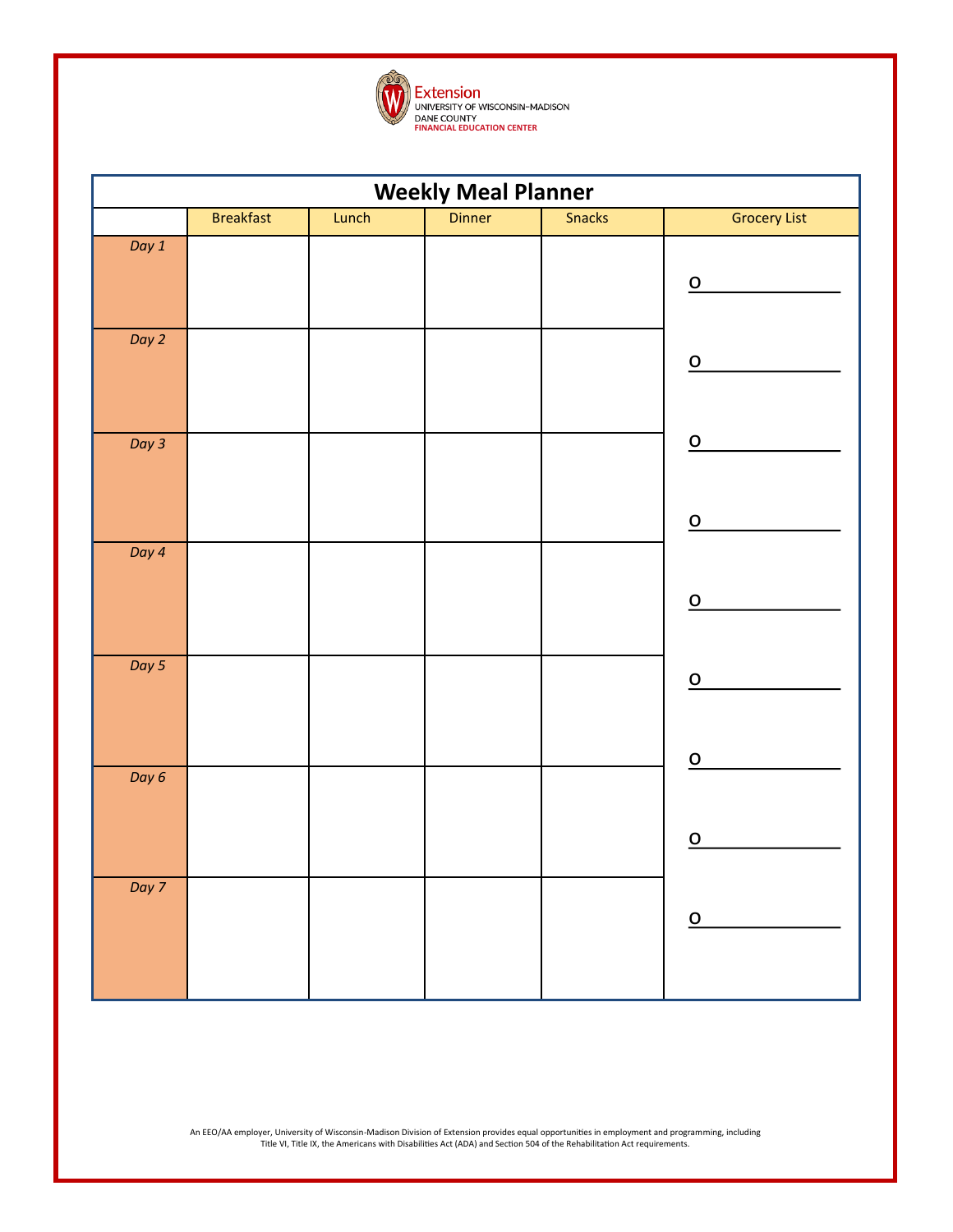Extension
UNIVERSITY OF WISCONSIN–MADISON
DANE COUNTY
FINANCIAL EDUCATION CENTER

# Weekly Meal Planner

| | Breakfast | Lunch | Dinner | Snacks | Grocery List |
|---|---|---|---|---|---|
| *Day 1* | | | | | o ____________ |
| *Day 2* | | | | | o ____________ |
| *Day 3* | | | | | o ____________ <br> o ____________ |
| *Day 4* | | | | | o ____________ |
| *Day 5* | | | | | o ____________ <br> o ____________ |
| *Day 6* | | | | | o ____________ |
| *Day 7* | | | | | o ____________ |

An EEO/AA employer, University of Wisconsin-Madison Division of Extension provides equal opportunities in employment and programming, including Title VI, Title IX, the Americans with Disabilities Act (ADA) and Section 504 of the Rehabilitation Act requirements.